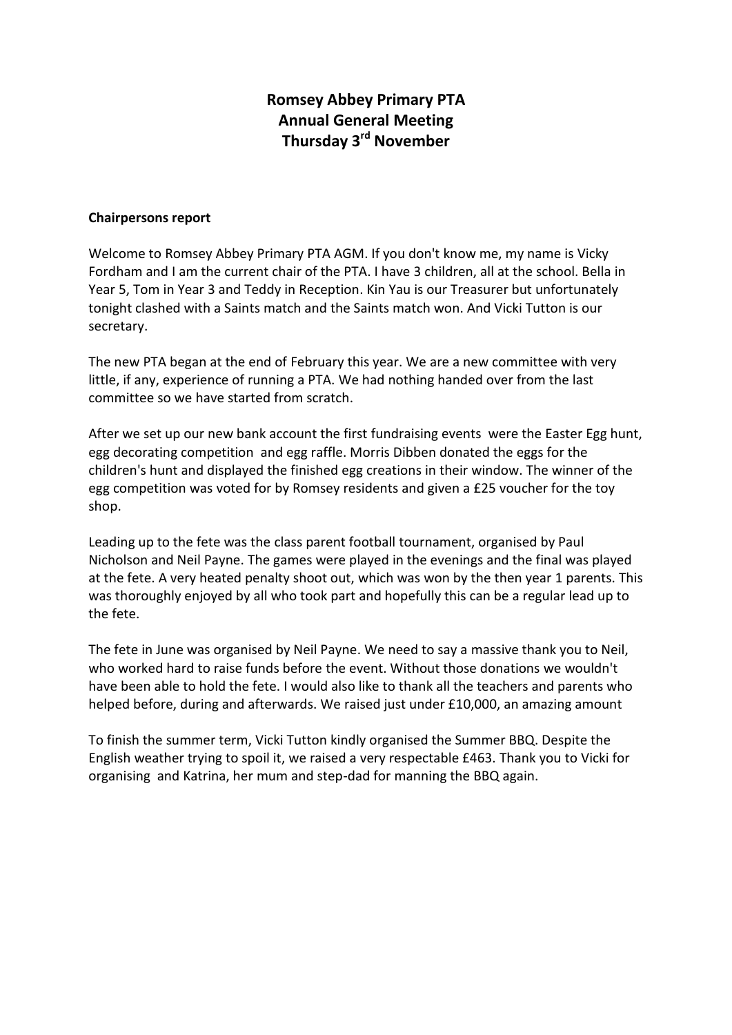# Romsey Abbey Primary PTA
# Annual General Meeting
# Thursday 3rd November

**Chairpersons report**

Welcome to Romsey Abbey Primary PTA AGM. If you don't know me, my name is Vicky Fordham and I am the current chair of the PTA. I have 3 children, all at the school. Bella in Year 5, Tom in Year 3 and Teddy in Reception. Kin Yau is our Treasurer but unfortunately tonight clashed with a Saints match and the Saints match won. And Vicki Tutton is our secretary.

The new PTA began at the end of February this year. We are a new committee with very little, if any, experience of running a PTA. We had nothing handed over from the last committee so we have started from scratch.

After we set up our new bank account the first fundraising events were the Easter Egg hunt, egg decorating competition and egg raffle. Morris Dibben donated the eggs for the children's hunt and displayed the finished egg creations in their window. The winner of the egg competition was voted for by Romsey residents and given a £25 voucher for the toy shop.

Leading up to the fete was the class parent football tournament, organised by Paul Nicholson and Neil Payne. The games were played in the evenings and the final was played at the fete. A very heated penalty shoot out, which was won by the then year 1 parents. This was thoroughly enjoyed by all who took part and hopefully this can be a regular lead up to the fete.

The fete in June was organised by Neil Payne. We need to say a massive thank you to Neil, who worked hard to raise funds before the event. Without those donations we wouldn't have been able to hold the fete. I would also like to thank all the teachers and parents who helped before, during and afterwards. We raised just under £10,000, an amazing amount

To finish the summer term, Vicki Tutton kindly organised the Summer BBQ. Despite the English weather trying to spoil it, we raised a very respectable £463. Thank you to Vicki for organising and Katrina, her mum and step-dad for manning the BBQ again.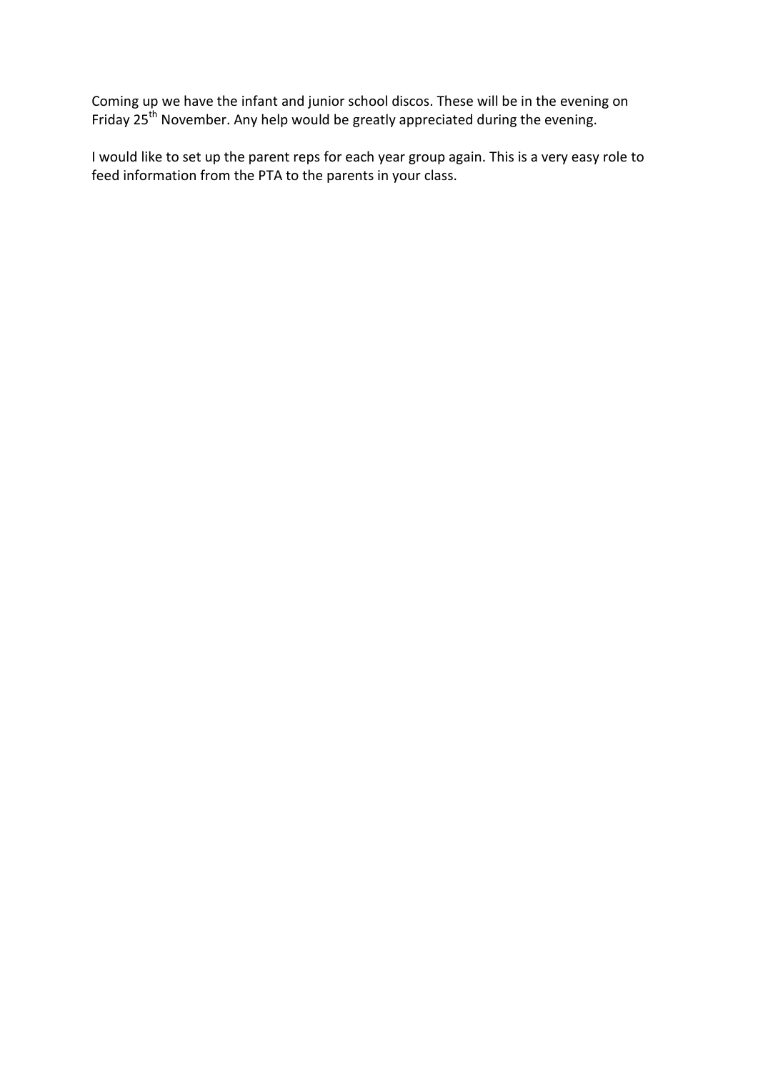Coming up we have the infant and junior school discos. These will be in the evening on Friday 25th November. Any help would be greatly appreciated during the evening.

I would like to set up the parent reps for each year group again. This is a very easy role to feed information from the PTA to the parents in your class.